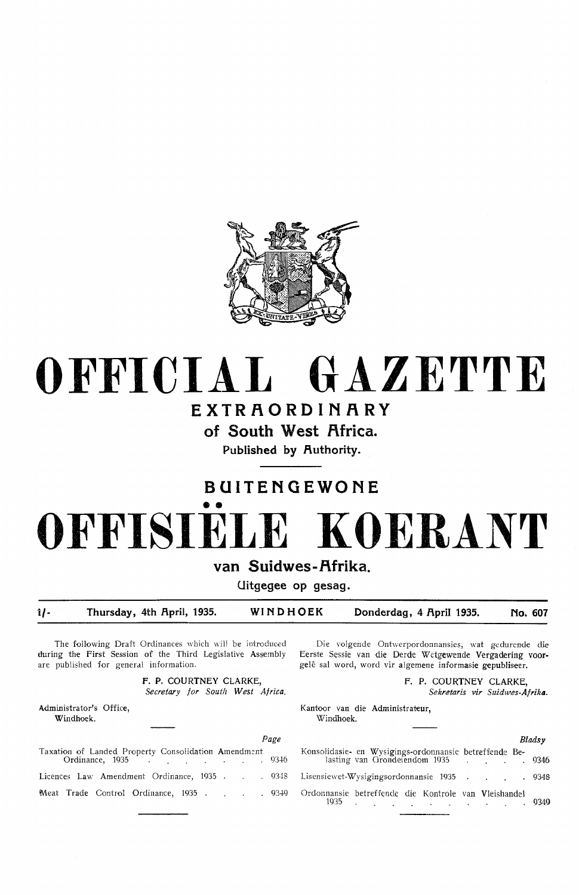# OFFICIAL GAZETTE

## EXTRAORDINARY

### of South West Africa.

Published by Authority.

## BUITENGEWONE

# OFFISIËLE KOERANT

### van Suidwes-Afrika.

Uitgegee op gesag.

| 1/- | Thursday, 4th April, 1935. | WINDHOEK | Donderdag, 4 April 1935. | No. 607 |
|---|---|---|---|---|

The following Draft Ordinances which will be introduced during the First Session of the Third Legislative Assembly are published for general information.

F. P. COURTNEY CLARKE,
*Secretary for South West Africa.*

Administrator's Office,
Windhoek.

| | *Page* |
|---|---|
| Taxation of Landed Property Consolidation Amendment Ordinance, 1935 | 9346 |
| Licences Law Amendment Ordinance, 1935 | 9348 |
| Meat Trade Control Ordinance, 1935 | 9349 |

Die volgende Ontwerpordonnansies, wat gedurende die Eerste Sessie van die Derde Wetgewende Vergadering voorgelê sal word, word vir algemene informasie gepubliseer.

F. P. COURTNEY CLARKE,
*Sekretaris vir Suidwes-Afrika.*

Kantoor van die Administrateur,
Windhoek.

| | *Bladsy* |
|---|---|
| Konsolidasie- en Wysigings-ordonnansie betreffende Belasting van Grondeiendom 1935 | 9346 |
| Lisensiewet-Wysigingsordonnansie 1935 | 9348 |
| Ordonnansie betreffende die Kontrole van Vleishandel 1935 | 9349 |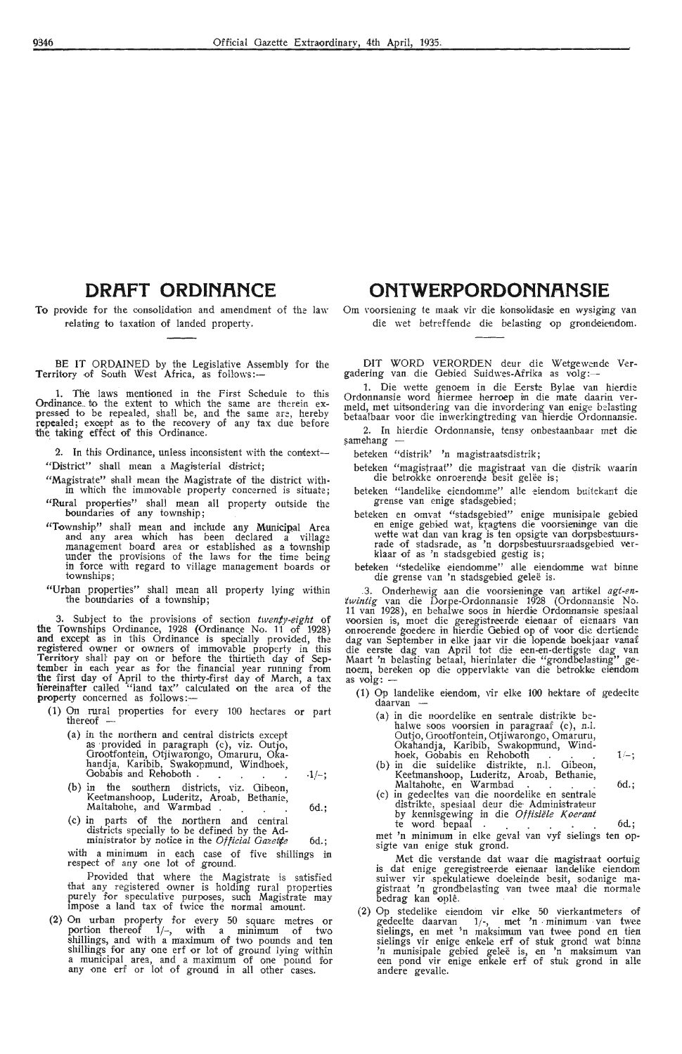# DRAFT ORDINANCE

To provide for the consolidation and amendment of the law relating to taxation of landed property.

BE IT ORDAINED by the Legislative Assembly for the Territory of South West Africa, as follows:—

1. The laws mentioned in the First Schedule to this Ordinance to the extent to which the same are therein expressed to be repealed, shall be, and the same are, hereby repealed; except as to the recovery of any tax due before the taking effect of this Ordinance.

2. In this Ordinance, unless inconsistent with the context—

"District" shall mean a Magisterial district;

"Magistrate" shall mean the Magistrate of the district within which the immovable property concerned is situate;

"Rural properties" shall mean all property outside the boundaries of any township;

"Township" shall mean and include any Municipal Area and any area which has been declared a village management board area or established as a township under the provisions of the laws for the time being in force with regard to village management boards or townships;

"Urban properties" shall mean all property lying within the boundaries of a township;

3. Subject to the provisions of section *twenty-eight* of the Townships Ordinance, 1928 (Ordinance No. 11 of 1928) and except as in this Ordinance is specially provided, the registered owner or owners of immovable property in this Territory shall pay on or before the thirtieth day of September in each year as for the financial year running from the first day of April to the thirty-first day of March, a tax hereinafter called "land tax" calculated on the area of the property concerned as follows:—

(1) On rural properties for every 100 hectares or part thereof —

(a) in the northern and central districts except as provided in paragraph (c), viz. Outjo, Grootfontein, Otjiwarongo, Omaruru, Okahandja, Karibib, Swakopmund, Windhoek, Gobabis and Rehoboth . . . . . 1/-;

(b) in the southern districts, viz. Gibeon, Keetmanshoop, Luderitz, Aroab, Bethanie, Maltahohe, and Warmbad . . . . 6d.;

(c) in parts of the northern and central districts specially to be defined by the Administrator by notice in the *Official Gazette* 6d.;

with a minimum in each case of five shillings in respect of any one lot of ground.

Provided that where the Magistrate is satisfied that any registered owner is holding rural properties purely for speculative purposes, such Magistrate may impose a land tax of twice the normal amount.

(2) On urban property for every 50 square metres or portion thereof 1/-, with a minimum of two shillings, and with a maximum of two pounds and ten shillings for any one erf or lot of ground lying within a municipal area, and a maximum of one pound for any one erf or lot of ground in all other cases.

# ONTWERPORDONNANSIE

Om voorsiening te maak vir die konsolidasie en wysiging van die wet betreffende die belasting op grondeiendom.

DIT WORD VERORDEN deur die Wetgewende Vergadering van die Gebied Suidwes-Afrika as volg:—

1. Die wette genoem in die Eerste Bylae van hierdie Ordonnansie word hiermee herroep in die mate daarin vermeld, met uitsondering van die invordering van enige belasting betaalbaar voor die inwerkingtreding van hierdie Ordonnansie.

2. In hierdie Ordonnansie, tensy onbestaanbaar met die samehang —

beteken "distrik' 'n magistraatsdistrik;

beteken "magistraat" die magistraat van die distrik waarin die betrokke onroerende besit geleë is;

beteken "landelike eiendomme" alle eiendom buitekant die grense van enige stadsgebied;

beteken en omvat "stadsgebied" enige munisipale gebied en enige gebied wat, kragtens die voorsieninge van die wette wat dan van krag is ten opsigte van dorpsbestuursrade of stadsrade, as 'n dorpsbestuursraadsgebied verklaar of as 'n stadsgebied gestig is;

beteken "stedelike eiendomme" alle eiendomme wat binne die grense van 'n stadsgebied geleë is.

3. Onderhewig aan die voorsieninge van artikel *agt-en-twintig* van die Dorpe-Ordonnansie 1928 (Ordonnansie No. 11 van 1928), en behalwe soos in hierdie Ordonnansie spesiaal voorsien is, moet die geregistreerde eienaar of eienaars van onroerende goedere in hierdie Gebied op of voor die dertiende dag van September in elke jaar vir die lopende boekjaar vanaf die eerste dag van April tot die een-en-dertigste dag van Maart 'n belasting betaal, hierinlater die "grondbelasting" genoem, bereken op die oppervlakte van die betrokke eiendom as volg: —

(1) Op landelike eiendom, vir elke 100 hektare of gedeelte daarvan —

(a) in die noordelike en sentrale distrikte behalwe soos voorsien in paragraaf (c), n.l. Outjo, Grootfontein, Otjiwarongo, Omaruru, Okahandja, Karibib, Swakopmund, Windhoek, Gobabis en Rehoboth . . . 1/-;

(b) in die suidelike distrikte, n.l. Gibeon, Keetmanshoop, Luderitz, Aroab, Bethanie, Maltahohe, en Warmbad . . . . 6d.;

(c) in gedeeltes van die noordelike en sentrale distrikte, spesiaal deur die Administrateur by kennisgewing in die *Offisiële Koerant* te word bepaal . . . . . . 6d.;

met 'n minimum in elke geval van vyf sielings ten opsigte van enige stuk grond.

Met die verstande dat waar die magistraat oortuig is dat enige geregistreerde eienaar landelike eiendom suiwer vir spekulatiewe doeleinde besit, sodanige magistraat 'n grondbelasting van twee maal die normale bedrag kan oplê.

(2) Op stedelike eiendom vir elke 50 vierkantmeters of gedeelte daarvan 1/-, met 'n minimum van twee sielings, en met 'n maksimum van twee pond en tien sielings vir enige enkele erf of stuk grond wat binne 'n munisipale gebied geleë is, en 'n maksimum van een pond vir enige enkele erf of stuk grond in alle andere gevalle.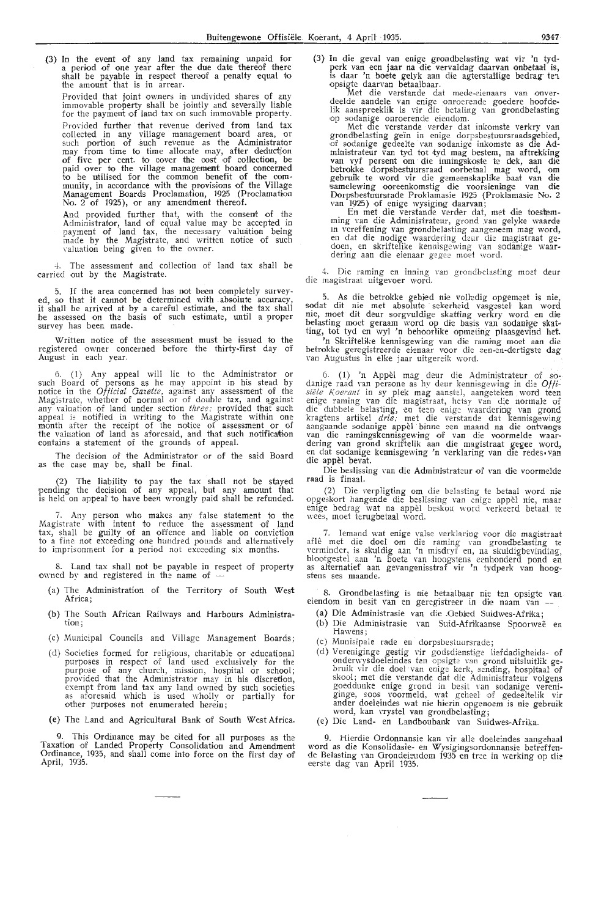(3) In the event of any land tax remaining unpaid for a period of one year after the due date thereof there shall be payable in respect thereof a penalty equal to the amount that is in arrear.

Provided that joint owners in undivided shares of any immovable property shall be jointly and severally liable for the payment of land tax on such immovable property.

Provided further that revenue derived from land tax collected in any village management board area, or such portion of such revenue as the Administrator may from time to time allocate may, after deduction of five per cent. to cover the cost of collection, be paid over to the village management board concerned to be utilised for the common benefit of the community, in accordance with the provisions of the Village Management Boards Proclamation, 1925 (Proclamation No. 2 of 1925), or any amendment thereof.

And provided further that, with the consent of the Administrator, land of equal value may be accepted in payment of land tax, the necessary valuation being made by the Magistrate, and written notice of such valuation being given to the owner.

4. The assessment and collection of land tax shall be carried out by the Magistrate.

5. If the area concerned has not been completely surveyed, so that it cannot be determined with absolute accuracy, it shall be arrived at by a careful estimate, and the tax shall be assessed on the basis of such estimate, until a proper survey has been made.

Written notice of the assessment must be issued to the registered owner concerned before the thirty-first day of August in each year.

6. (1) Any appeal will lie to the Administrator or such Board of persons as he may appoint in his stead by notice in the *Official Gazette*, against any assessment of the Magistrate, whether of normal or of double tax, and against any valuation of land under section *three;* provided that such appeal is notified in writing to the Magistrate within one month after the receipt of the notice of assessment or of the valuation of land as aforesaid, and that such notification contains a statement of the grounds of appeal.

The decision of the Administrator or of the said Board as the case may be, shall be final.

(2) The liability to pay the tax shall not be stayed pending the decision of any appeal, but any amount that is held on appeal to have been wrongly paid shall be refunded.

7. Any person who makes any false statement to the Magistrate with intent to reduce the assessment of land tax, shall be guilty of an offence and liable on conviction to a fine not exceeding one hundred pounds and alternatively to imprisonment for a period not exceeding six months.

8. Land tax shall not be payable in respect of property owned by and registered in the name of —

(a) The Administration of the Territory of South West Africa;

(b) The South African Railways and Harbours Administration;

(c) Municipal Councils and Village Management Boards;

(d) Societies formed for religious, charitable or educational purposes in respect of land used exclusively for the purpose of any church, mission, hospital or school; provided that the Administrator may in his discretion, exempt from land tax any land owned by such societies as aforesaid which is used wholly or partially for other purposes not enumerated herein;

(e) The Land and Agricultural Bank of South West Africa.

9. This Ordinance may be cited for all purposes as the Taxation of Landed Property Consolidation and Amendment Ordinance, 1935, and shall come into force on the first day of April, 1935.

(3) In die geval van enige grondbelasting wat vir 'n tydperk van een jaar na die vervaldag daarvan onbetaal is, is daar 'n boete gelyk aan die agterstallige bedrag ten opsigte daarvan betaalbaar.

Met die verstande dat mede-eienaars van onverdeelde aandele van enige onroerende goedere hoofdelik aanspreeklik is vir die betaling van grondbelasting op sodanige onroerende eiendom.

Met die verstande verder dat inkomste verkry van grondbelasting gein in enige dorpsbestuursraadsgebied, of sodanige gedeelte van sodanige inkomste as die Administrateur van tyd tot tyd mag bestem, na aftrekking van vyf persent om die inningskoste te dek, aan die betrokke dorpsbestuursraad oorbetaal mag word, om gebruik te word vir die gemeenskaplike baat van die samelewing ooreenkomstig die voorsieninge van die Dorpsbestuursrade Proklamasie 1925 (Proklamasie No. 2 van 1925) of enige wysiging daarvan;

En met die verstande verder dat, met die toestemming van die Administrateur, grond van gelyke waarde in vereffening van grondbelasting aangeneem mag word, en dat die nodige waardering deur die magistraat gedoen, en skriftelike kennisgewing van sodanige waardering aan die eienaar gegee moet word.

4. Die raming en inning van grondbelasting moet deur die magistraat uitgevoer word.

5. As die betrokke gebied nie volledig opgemeet is nie, sodat dit nie met absolute sekerheid vasgestel kan word nie, moet dit deur sorgvuldige skatting verkry word en die belasting moet geraam word op die basis van sodanige skatting, tot tyd en wyl 'n behoorlike opmeting plaasgevind het.

'n Skriftelike kennisgewing van die raming moet aan die betrokke geregistreerde eienaar voor die een-en-dertigste dag van Augustus in elke jaar uitgereik word.

6. (1) 'n Appèl mag deur die Administrateur of sodanige raad van persone as hy deur kennisgewing in die *Offisiële Koerant* in sy plek mag aanstel, aangeteken word teen enige raming van die magistraat, hetsy van die normale of die dubbele belasting, en teen enige waardering van grond kragtens artikel *drie;* met die verstande dat kennisgewing aangaande sodanige appèl binne een maand na die ontvangs van die ramingskennisgewing of van die voormelde waardering van grond skriftelik aan die magistraat gegee word, en dat sodanige kennisgewing 'n verklaring van die redes van die appèl bevat.

Die beslissing van die Administrateur of van die voormelde raad is finaal.

(2) Die verpligting om die belasting te betaal word nie opgeskort hangende die beslissing van enige appèl nie, maar enige bedrag wat na appèl beskou word verkeerd betaal te wees, moet terugbetaal word.

7. Iemand wat enige valse verklaring voor die magistraat aflê met die doel om die raming van grondbelasting te verminder, is skuldig aan 'n misdryf en, na skuldigbevinding, blootgestel aan 'n boete van hoogstens eenhonderd pond en as alternatief aan gevangenisstraf vir 'n tydperk van hoogstens ses maande.

8. Grondbelasting is nie betaalbaar nie ten opsigte van eiendom in besit van en geregistreer in die naam van —

(a) Die Administrasie van die Gebied Suidwes-Afrika;

(b) Die Administrasie van Suid-Afrikaanse Spoorweë en Hawens;

(c) Munisipale rade en dorpsbestuursrade;

(d) Verenigings gestig vir godsdienstige liefdadigheids- of onderwysdoeleindes ten opsigte van grond uitsluitlik gebruik vir die doel van enige kerk, sending, hospitaal of skool; met die verstande dat die Administrateur volgens goeddunke enige grond in besit van sodanige verenigings, soos voormeld, wat geheel of gedeeltelik vir ander doeleindes wat nie hierin opgeneem is nie gebruik word, kan vrystel van grondbelasting;

(e) Die Land- en Landboubank van Suidwes-Afrika.

9. Hierdie Ordonnansie kan vir alle doeleindes aangehaal word as die Konsolidasie- en Wysigingsordonnansie betreffende Belasting van Grondeiendom 1935 en tree in werking op die eerste dag van April 1935.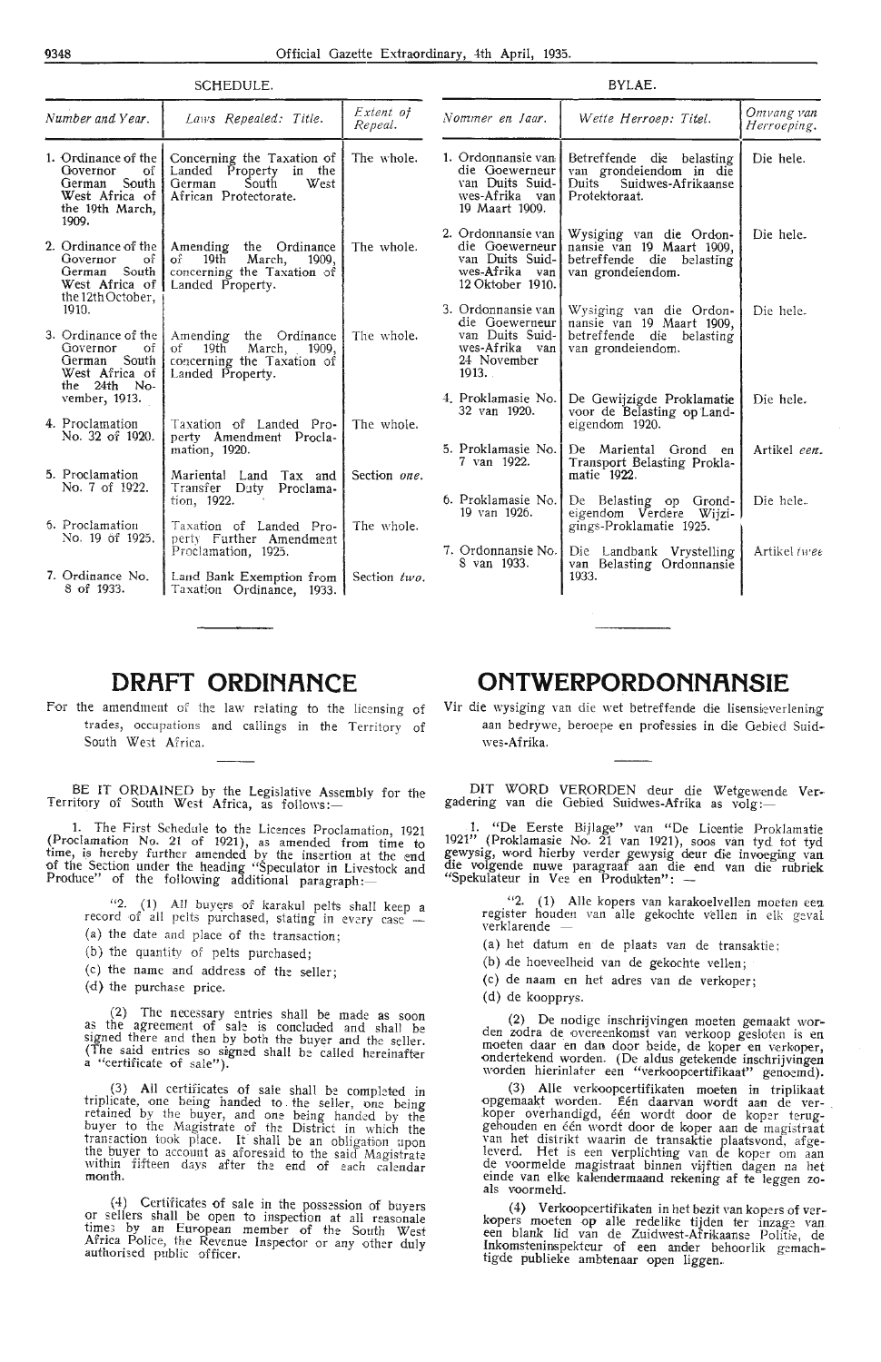SCHEDULE.

| Number and Year. | Laws Repealed: Title. | Extent of Repeal. |
|---|---|---|
| 1. Ordinance of the Governor of German South West Africa of the 19th March, 1909. | Concerning the Taxation of Landed Property in the German South West African Protectorate. | The whole. |
| 2. Ordinance of the Governor of German South West Africa of the 12th October, 1910. | Amending the Ordinance of 19th March, 1909, concerning the Taxation of Landed Property. | The whole. |
| 3. Ordinance of the Governor of German South West Africa of the 24th November, 1913. | Amending the Ordinance of 19th March, 1909, concerning the Taxation of Landed Property. | The whole. |
| 4. Proclamation No. 32 of 1920. | Taxation of Landed Property Amendment Proclamation, 1920. | The whole. |
| 5. Proclamation No. 7 of 1922. | Mariental Land Tax and Transfer Duty Proclamation, 1922. | Section *one*. |
| 6. Proclamation No. 19 of 1925. | Taxation of Landed Property Further Amendment Proclamation, 1925. | The whole. |
| 7. Ordinance No. 8 of 1933. | Land Bank Exemption from Taxation Ordinance, 1933. | Section *two*. |

BYLAE.

| Nommer en Jaar. | Wette Herroep: Titel. | Omvang van Herroeping. |
|---|---|---|
| 1. Ordonnansie van die Goewerneur van Duits Suidwes-Afrika van 19 Maart 1909. | Betreffende die belasting van grondeiendom in die Duits Suidwes-Afrikaanse Protektoraat. | Die hele. |
| 2. Ordonnansie van die Goewerneur van Duits Suidwes-Afrika van 12 Oktober 1910. | Wysiging van die Ordonnansie van 19 Maart 1909, betreffende die belasting van grondeiendom. | Die hele. |
| 3. Ordonnansie van die Goewerneur van Duits Suidwes-Afrika van 24 November 1913. | Wysiging van die Ordonnansie van 19 Maart 1909, betreffende die belasting van grondeiendom. | Die hele. |
| 4. Proklamasie No. 32 van 1920. | De Gewijzigde Proklamatie voor de Belasting op Landeigendom 1920. | Die hele. |
| 5. Proklamasie No. 7 van 1922. | De Mariental Grond en Transport Belasting Proklamatie 1922. | Artikel *een*. |
| 6. Proklamasie No. 19 van 1926. | De Belasting op Grondeigendom Verdere Wijzigings-Proklamatie 1925. | Die hele. |
| 7. Ordonnansie No. 8 van 1933. | Die Landbank Vrystelling van Belasting Ordonnansie 1933. | Artikel *twee* |

# DRAFT ORDINANCE

For the amendment of the law relating to the licensing of trades, occupations and callings in the Territory of South West Africa.

BE IT ORDAINED by the Legislative Assembly for the Territory of South West Africa, as follows:—

1. The First Schedule to the Licences Proclamation, 1921 (Proclamation No. 21 of 1921), as amended from time to time, is hereby further amended by the insertion at the end of the Section under the heading "Speculator in Livestock and Produce" of the following additional paragraph:—

"2. (1) All buyers of karakul pelts shall keep a record of all pelts purchased, stating in every case —

(a) the date and place of the transaction;

(b) the quantity of pelts purchased;

(c) the name and address of the seller;

(d) the purchase price.

(2) The necessary entries shall be made as soon as the agreement of sale is concluded and shall be signed there and then by both the buyer and the seller. (The said entries so signed shall be called hereinafter a "certificate of sale").

(3) All certificates of sale shall be completed in triplicate, one being handed to the seller, one being retained by the buyer, and one being handed by the buyer to the Magistrate of the District in which the transaction took place. It shall be an obligation upon the buyer to account as aforesaid to the said Magistrate within fifteen days after the end of each calendar month.

(4) Certificates of sale in the possession of buyers or sellers shall be open to inspection at all reasonable times by an European member of the South West Africa Police, the Revenue Inspector or any other duly authorised public officer.

# ONTWERPORDONNANSIE

Vir die wysiging van die wet betreffende die lisensieverlening aan bedrywe, beroepe en professies in die Gebied Suidwes-Afrika.

DIT WORD VERORDEN deur die Wetgewende Vergadering van die Gebied Suidwes-Afrika as volg:—

1. "De Eerste Bijlage" van "De Licentie Proklamatie 1921" (Proklamasie No. 21 van 1921), soos van tyd tot tyd gewysig, word hierby verder gewysig deur die invoeging van die volgende nuwe paragraaf aan die end van die rubriek "Spekulateur in Vee en Produkten": —

"2. (1) Alle kopers van karakoelvellen moeten een register houden van alle gekochte vellen in elk geval verklarende —

(a) het datum en de plaats van de transaktie;

(b) de hoeveelheid van de gekochte vellen;

(c) de naam en het adres van de verkoper;

(d) de koopprys.

(2) De nodige inschrijvingen moeten gemaakt worden zodra de overeenkomst van verkoop gesloten is en moeten daar en dan door beide, de koper en verkoper, ondertekend worden. (De aldus getekende inschrijvingen worden hierinlater een "verkoopcertifikaat" genoemd).

(3) Alle verkoopcertifikaten moeten in triplikaat opgemaakt worden. Één daarvan wordt aan de verkoper overhandigd, één wordt door de koper teruggehouden en één wordt door de koper aan de magistraat van het distrikt waarin de transaktie plaatsvond, afgeleverd. Het is een verplichting van de koper om aan de voormelde magistraat binnen vijftien dagen na het einde van elke kalendermaand rekening af te leggen zoals voormeld.

(4) Verkoopcertifikaten in het bezit van kopers of verkopers moeten op alle redelike tijden ter inzage van een blank lid van de Zuidwest-Afrikaanse Politie, de Inkomsteninspekteur of een ander behoorlik gemachtigde publieke ambtenaar open liggen.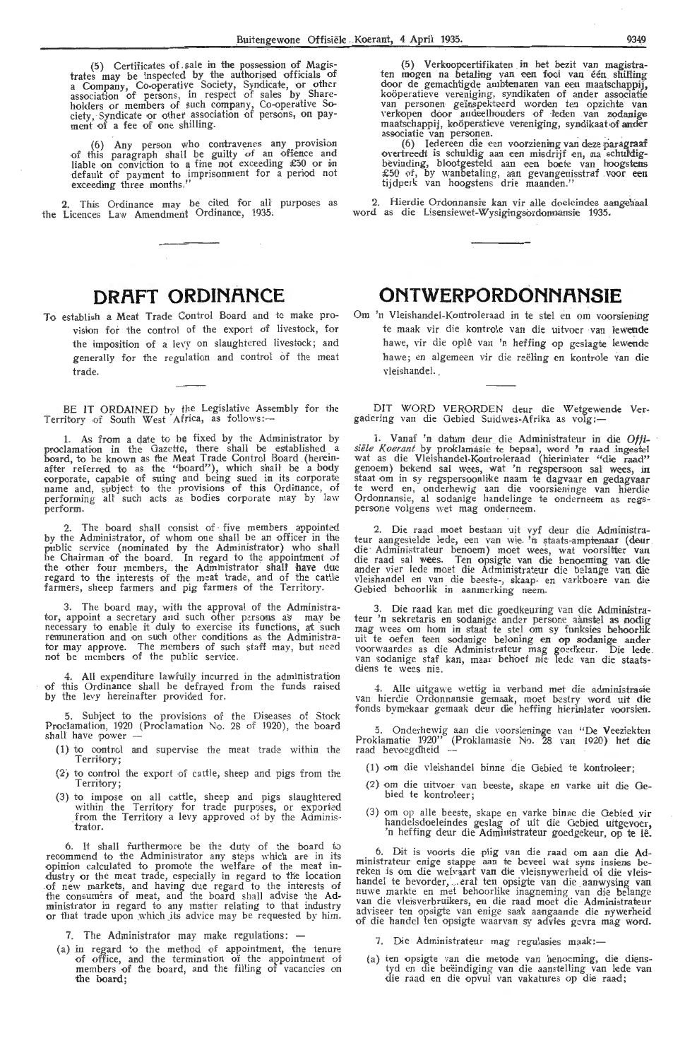(5) Certificates of sale in the possession of Magistrates may be inspected by the authorised officials of a Company, Co-operative Society, Syndicate, or other association of persons, in respect of sales by Shareholders or members of such company, Co-operative Society, Syndicate or other association of persons, on payment of a fee of one shilling.

(6) Any person who contravenes any provision of this paragraph shall be guilty of an offence and liable on conviction to a fine not exceeding £50 or in default of payment to imprisonment for a period not exceeding three months."

2. This Ordinance may be cited for all purposes as the Licences Law Amendment Ordinance, 1935.

# DRAFT ORDINANCE

To establish a Meat Trade Control Board and to make provision for the control of the export of livestock, for the imposition of a levy on slaughtered livestock; and generally for the regulation and control of the meat trade.

BE IT ORDAINED by the Legislative Assembly for the Territory of South West Africa, as follows:—

1. As from a date to be fixed by the Administrator by proclamation in the Gazette, there shall be established a board, to be known as the Meat Trade Control Board (hereinafter referred to as the "board"), which shall be a body corporate, capable of suing and being sued in its corporate name and, subject to the provisions of this Ordinance, of performing all such acts as bodies corporate may by law perform.

2. The board shall consist of five members appointed by the Administrator, of whom one shall be an officer in the public service (nominated by the Administrator) who shall be Chairman of the board. In regard to the appointment of the other four members, the Administrator shall have due regard to the interests of the meat trade, and of the cattle farmers, sheep farmers and pig farmers of the Territory.

3. The board may, with the approval of the Administrator, appoint a secretary and such other persons as may be necessary to enable it duly to exercise its functions, at such remuneration and on such other conditions as the Administrator may approve. The members of such staff may, but need not be members of the public service.

4. All expenditure lawfully incurred in the administration of this Ordinance shall be defrayed from the funds raised by the levy hereinafter provided for.

5. Subject to the provisions of the Diseases of Stock Proclamation, 1920 (Proclamation No. 28 of 1920), the board shall have power —

(1) to control and supervise the meat trade within the Territory;

(2) to control the export of cattle, sheep and pigs from the Territory;

(3) to impose on all cattle, sheep and pigs slaughtered within the Territory for trade purposes, or exported from the Territory a levy approved of by the Administrator.

6. It shall furthermore be the duty of the board to recommend to the Administrator any steps which are in its opinion calculated to promote the welfare of the meat industry or the meat trade, especially in regard to the location of new markets, and having due regard to the interests of the consumers of meat, and the board shall advise the Administrator in regard to any matter relating to that industry or that trade upon which its advice may be requested by him.

7. The Administrator may make regulations: —

(a) in regard to the method of appointment, the tenure of office, and the termination of the appointment of members of the board, and the filling of vacancies on the board;

(5) Verkoopcertifikaten in het bezit van magistraten mogen na betaling van een fooi van één shilling door de gemachtigde ambtenaren van een maatschappij, koöperatieve vereniging, syndikaten of ander associatie van personen geïnspekteerd worden ten opzichte van verkopen door aandeelhouders of leden van zodanige maatschappij, koöperatieve vereniging, syndikaat of ander associatie van personen.

(6) Iedereen die een voorziening van deze paragraaf overtreedt is schuldig aan een misdrijf en, na schuldigbevinding, blootgesteld aan een boete van hoogstens £50 of, by wanbetaling, aan gevangenisstraf voor een tijdperk van hoogstens drie maanden."

2. Hierdie Ordonnansie kan vir alle doeleindes aangehaal word as die Lisensiewet-Wysigingsordonnansie 1935.

# ONTWERPORDONNANSIE

Om 'n Vleishandel-Kontroleraad in te stel en om voorsiening te maak vir die kontrole van die uitvoer van lewende hawe, vir die oplê van 'n heffing op geslagte lewende hawe; en algemeen vir die reëling en kontrole van die vleishandel.

DIT WORD VERORDEN deur die Wetgewende Vergadering van die Gebied Suidwes-Afrika as volg:—

1. Vanaf 'n datum deur die Administrateur in die *Offisiële Koerant* by proklamasie te bepaal, word 'n raad ingestel wat as die Vleishandel-Kontroleraad (hierinlater "die raad" genoem) bekend sal wees, wat 'n regspersoon sal wees, in staat om in sy regspersoonlike naam te dagvaar en gedagvaar te word en, onderhewig aan die voorsieninge van hierdie Ordonnansie, al sodanige handelinge te onderneem as regspersone volgens wet mag onderneem.

2. Die raad moet bestaan uit vyf deur die Administrateur aangestelde lede, een van wie 'n staats-amptenaar (deur die Administrateur benoem) moet wees, wat voorsitter van die raad sal wees. Ten opsigte van die benoeming van die ander vier lede moet die Administrateur die belange van die vleishandel en van die beeste-, skaap- en varkboere van die Gebied behoorlik in aanmerking neem.

3. Die raad kan met die goedkeuring van die Administrateur 'n sekretaris en sodanige ander persone aanstel as nodig mag wees om hom in staat te stel om sy funksies behoorlik uit te oefen teen sodanige beloning en op sodanige ander voorwaardes as die Administrateur mag goedkeur. Die lede van sodanige staf kan, maar behoef nie lede van die staatsdiens te wees nie.

4. Alle uitgawe wettig in verband met die administrasie van hierdie Ordonnansie gemaak, moet bestry word uit die fonds bymekaar gemaak deur die heffing hierinlater voorsien.

5. Onderhewig aan die voorsieninge van "De Veeziekten Proklamatie 1920" (Proklamasie No. 28 van 1920) het die raad bevoegdheid —

(1) om die vleishandel binne die Gebied te kontroleer;

(2) om die uitvoer van beeste, skape en varke uit die Gebied te kontroleer;

(3) om op alle beeste, skape en varke binne die Gebied vir handelsdoeleindes geslag of uit die Gebied uitgevoer, 'n heffing deur die Administrateur goedgekeur, op te lê.

6. Dit is voorts die plig van die raad om aan die Administrateur enige stappe aan te beveel wat syns insiens bereken is om die welvaart van die vleisnywerheid of die vleishandel te bevorder, veral ten opsigte van die aanwysing van nuwe markte en met behoorlike inagneming van die belange van die vleisverbruikers, en die raad moet die Administrateur adviseer ten opsigte van enige saak aangaande die nywerheid of die handel ten opsigte waarvan sy advies gevra mag word.

7. Die Administrateur mag regulasies maak:—

(a) ten opsigte van die metode van benoeming, die dienstyd en die beëindiging van die aanstelling van lede van die raad en die opvul van vakatures op die raad;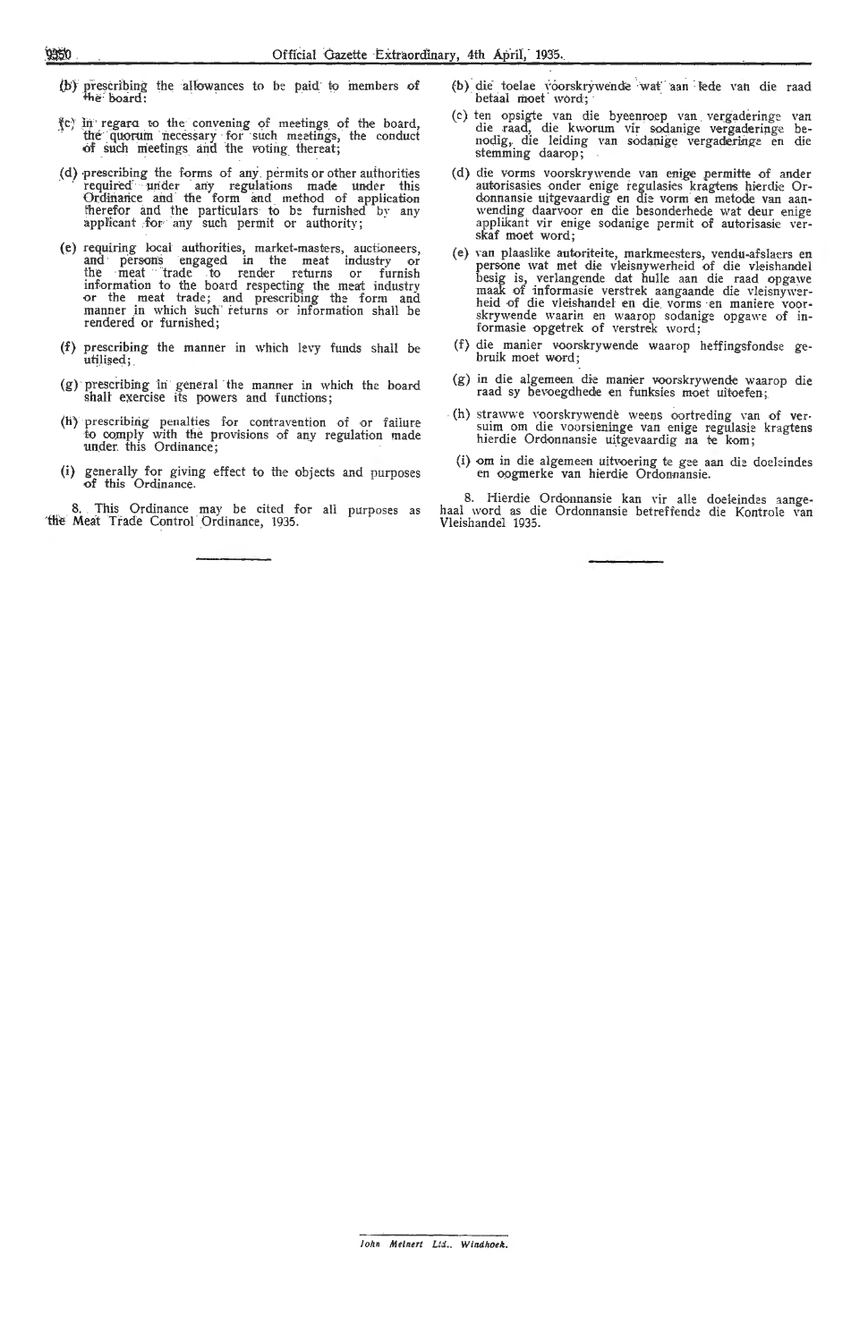(b) prescribing the allowances to be paid to members of the board;

(c) in regard to the convening of meetings of the board, the quorum necessary for such meetings, the conduct of such meetings and the voting thereat;

(d) prescribing the forms of any permits or other authorities required under any regulations made under this Ordinance and the form and method of application therefor and the particulars to be furnished by any applicant for any such permit or authority;

(e) requiring local authorities, market-masters, auctioneers, and persons engaged in the meat industry or the meat trade to render returns or furnish information to the board respecting the meat industry or the meat trade; and prescribing the form and manner in which such returns or information shall be rendered or furnished;

(f) prescribing the manner in which levy funds shall be utilised;

(g) prescribing in general the manner in which the board shall exercise its powers and functions;

(h) prescribing penalties for contravention of or failure to comply with the provisions of any regulation made under this Ordinance;

(i) generally for giving effect to the objects and purposes of this Ordinance.

8. This Ordinance may be cited for all purposes as the Meat Trade Control Ordinance, 1935.

(b) die toelae voorskrywende wat aan lede van die raad betaal moet word;

(c) ten opsigte van die byeenroep van vergaderinge van die raad, die kworum vir sodanige vergaderinge benodig, die leiding van sodanige vergaderinge en die stemming daarop;

(d) die vorms voorskrywende van enige permitte of ander autorisasies onder enige regulasies kragtens hierdie Ordonnansie uitgevaardig en die vorm en metode van aanwending daarvoor en die besonderhede wat deur enige applikant vir enige sodanige permit of autorisasie verskaf moet word;

(e) van plaaslike autoriteite, markmeesters, vendu-afslaers en persone wat met die vleisnywerheid of die vleishandel besig is, verlangende dat hulle aan die raad opgawe maak of informasie verstrek aangaande die vleisnywerheid of die vleishandel en die vorms en maniere voorskrywende waarin en waarop sodanige opgawe of informasie opgetrek of verstrek word;

(f) die manier voorskrywende waarop heffingsfondse gebruik moet word;

(g) in die algemeen die manier voorskrywende waarop die raad sy bevoegdhede en funksies moet uitoefen;

(h) strawwe voorskrywende weens oortreding van of versuim om die voorsieninge van enige regulasie kragtens hierdie Ordonnansie uitgevaardig na te kom;

(i) om in die algemeen uitvoering te gee aan die doeleindes en oogmerke van hierdie Ordonnansie.

8. Hierdie Ordonnansie kan vir alle doeleindes aangehaal word as die Ordonnansie betreffende die Kontrole van Vleishandel 1935.

*John Meinert Ltd., Windhoek.*